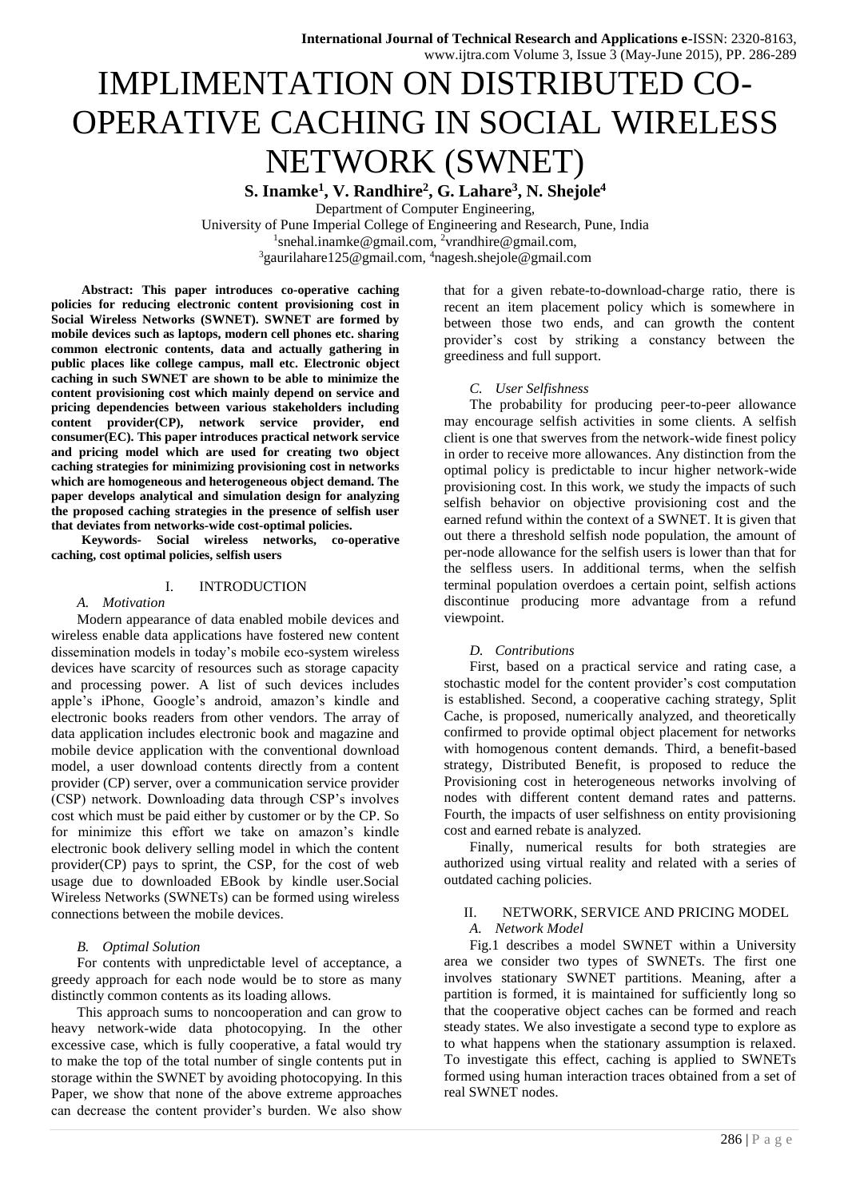# IMPLIMENTATION ON DISTRIBUTED CO-OPERATIVE CACHING IN SOCIAL WIRELESS NETWORK (SWNET)

**S. Inamke[1], V. Randhire[2], G. Lahare[3], N. Shejole[4]**

Department of Computer Engineering,
University of Pune Imperial College of Engineering and Research, Pune, India
[1]snehal.inamke@gmail.com, [2]vrandhire@gmail.com,
[3]gaurilahare125@gmail.com, [4]nagesh.shejole@gmail.com

**Abstract: This paper introduces co-operative caching policies for reducing electronic content provisioning cost in Social Wireless Networks (SWNET). SWNET are formed by mobile devices such as laptops, modern cell phones etc. sharing common electronic contents, data and actually gathering in public places like college campus, mall etc. Electronic object caching in such SWNET are shown to be able to minimize the content provisioning cost which mainly depend on service and pricing dependencies between various stakeholders including content provider(CP), network service provider, end consumer(EC). This paper introduces practical network service and pricing model which are used for creating two object caching strategies for minimizing provisioning cost in networks which are homogeneous and heterogeneous object demand. The paper develops analytical and simulation design for analyzing the proposed caching strategies in the presence of selfish user that deviates from networks-wide cost-optimal policies.**

**Keywords- Social wireless networks, co-operative caching, cost optimal policies, selfish users**

## I. INTRODUCTION

### A. Motivation

Modern appearance of data enabled mobile devices and wireless enable data applications have fostered new content dissemination models in today's mobile eco-system wireless devices have scarcity of resources such as storage capacity and processing power. A list of such devices includes apple's iPhone, Google's android, amazon's kindle and electronic books readers from other vendors. The array of data application includes electronic book and magazine and mobile device application with the conventional download model, a user download contents directly from a content provider (CP) server, over a communication service provider (CSP) network. Downloading data through CSP's involves cost which must be paid either by customer or by the CP. So for minimize this effort we take on amazon's kindle electronic book delivery selling model in which the content provider(CP) pays to sprint, the CSP, for the cost of web usage due to downloaded EBook by kindle user.Social Wireless Networks (SWNETs) can be formed using wireless connections between the mobile devices.

### B. Optimal Solution

For contents with unpredictable level of acceptance, a greedy approach for each node would be to store as many distinctly common contents as its loading allows.

This approach sums to noncooperation and can grow to heavy network-wide data photocopying. In the other excessive case, which is fully cooperative, a fatal would try to make the top of the total number of single contents put in storage within the SWNET by avoiding photocopying. In this Paper, we show that none of the above extreme approaches can decrease the content provider's burden. We also show that for a given rebate-to-download-charge ratio, there is recent an item placement policy which is somewhere in between those two ends, and can growth the content provider's cost by striking a constancy between the greediness and full support.

### C. User Selfishness

The probability for producing peer-to-peer allowance may encourage selfish activities in some clients. A selfish client is one that swerves from the network-wide finest policy in order to receive more allowances. Any distinction from the optimal policy is predictable to incur higher network-wide provisioning cost. In this work, we study the impacts of such selfish behavior on objective provisioning cost and the earned refund within the context of a SWNET. It is given that out there a threshold selfish node population, the amount of per-node allowance for the selfish users is lower than that for the selfless users. In additional terms, when the selfish terminal population overdoes a certain point, selfish actions discontinue producing more advantage from a refund viewpoint.

### D. Contributions

First, based on a practical service and rating case, a stochastic model for the content provider's cost computation is established. Second, a cooperative caching strategy, Split Cache, is proposed, numerically analyzed, and theoretically confirmed to provide optimal object placement for networks with homogenous content demands. Third, a benefit-based strategy, Distributed Benefit, is proposed to reduce the Provisioning cost in heterogeneous networks involving of nodes with different content demand rates and patterns. Fourth, the impacts of user selfishness on entity provisioning cost and earned rebate is analyzed.

Finally, numerical results for both strategies are authorized using virtual reality and related with a series of outdated caching policies.

## II. NETWORK, SERVICE AND PRICING MODEL

### A. Network Model

Fig.1 describes a model SWNET within a University area we consider two types of SWNETs. The first one involves stationary SWNET partitions. Meaning, after a partition is formed, it is maintained for sufficiently long so that the cooperative object caches can be formed and reach steady states. We also investigate a second type to explore as to what happens when the stationary assumption is relaxed. To investigate this effect, caching is applied to SWNETs formed using human interaction traces obtained from a set of real SWNET nodes.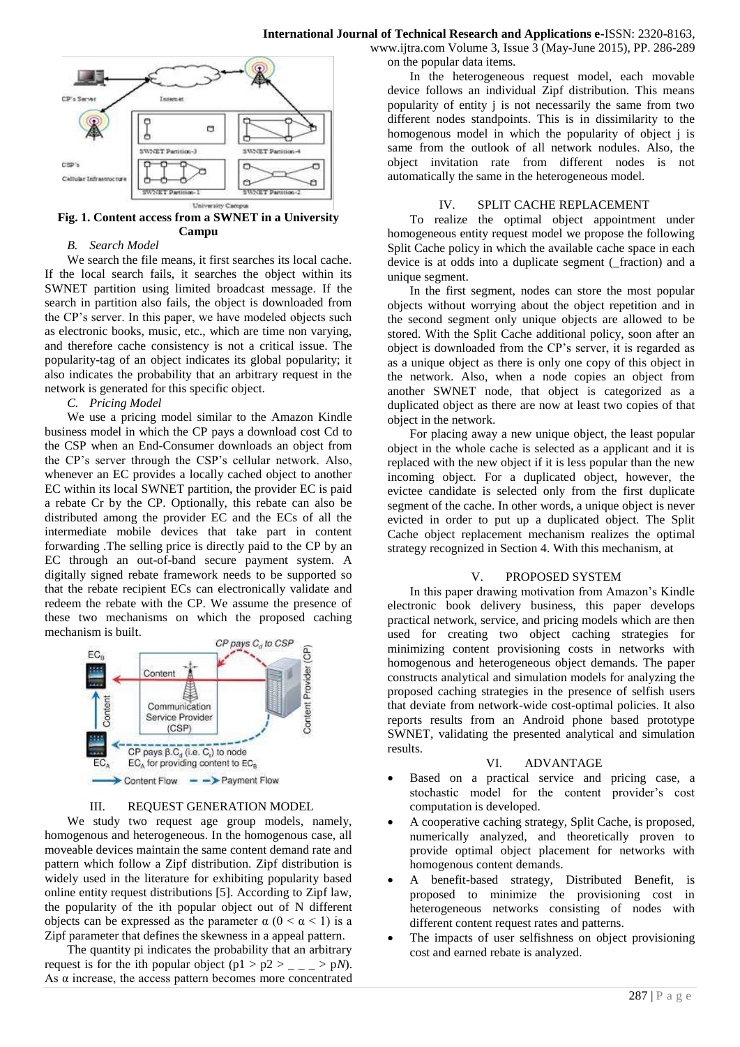Fig. 1. Content access from a SWNET in a University Campu

### B. Search Model

We search the file means, it first searches its local cache. If the local search fails, it searches the object within its SWNET partition using limited broadcast message. If the search in partition also fails, the object is downloaded from the CP's server. In this paper, we have modeled objects such as electronic books, music, etc., which are time non varying, and therefore cache consistency is not a critical issue. The popularity-tag of an object indicates its global popularity; it also indicates the probability that an arbitrary request in the network is generated for this specific object.

### C. Pricing Model

We use a pricing model similar to the Amazon Kindle business model in which the CP pays a download cost Cd to the CSP when an End-Consumer downloads an object from the CP's server through the CSP's cellular network. Also, whenever an EC provides a locally cached object to another EC within its local SWNET partition, the provider EC is paid a rebate Cr by the CP. Optionally, this rebate can also be distributed among the provider EC and the ECs of all the intermediate mobile devices that take part in content forwarding .The selling price is directly paid to the CP by an EC through an out-of-band secure payment system. A digitally signed rebate framework needs to be supported so that the rebate recipient ECs can electronically validate and redeem the rebate with the CP. We assume the presence of these two mechanisms on which the proposed caching mechanism is built.

## III. REQUEST GENERATION MODEL

We study two request age group models, namely, homogenous and heterogeneous. In the homogenous case, all moveable devices maintain the same content demand rate and pattern which follow a Zipf distribution. Zipf distribution is widely used in the literature for exhibiting popularity based online entity request distributions [5]. According to Zipf law, the popularity of the ith popular object out of N different objects can be expressed as the parameter $\alpha$ ($0 < \alpha < 1$) is a Zipf parameter that defines the skewness in a appeal pattern.

The quantity pi indicates the probability that an arbitrary request is for the ith popular object ($p1 > p2 > \_ \_ \_ > pN$). As $\alpha$ increase, the access pattern becomes more concentrated on the popular data items.

In the heterogeneous request model, each movable device follows an individual Zipf distribution. This means popularity of entity j is not necessarily the same from two different nodes standpoints. This is in dissimilarity to the homogeneous model in which the popularity of object j is same from the outlook of all network nodules. Also, the object invitation rate from different nodes is not automatically the same in the heterogeneous model.

## IV. SPLIT CACHE REPLACEMENT

To realize the optimal object appointment under homogeneous entity request model we propose the following Split Cache policy in which the available cache space in each device is at odds into a duplicate segment (_fraction) and a unique segment.

In the first segment, nodes can store the most popular objects without worrying about the object repetition and in the second segment only unique objects are allowed to be stored. With the Split Cache additional policy, soon after an object is downloaded from the CP's server, it is regarded as as a unique object as there is only one copy of this object in the network. Also, when a node copies an object from another SWNET node, that object is categorized as a duplicated object as there are now at least two copies of that object in the network.

For placing away a new unique object, the least popular object in the whole cache is selected as a applicant and it is replaced with the new object if it is less popular than the new incoming object. For a duplicated object, however, the evictee candidate is selected only from the first duplicate segment of the cache. In other words, a unique object is never evicted in order to put up a duplicated object. The Split Cache object replacement mechanism realizes the optimal strategy recognized in Section 4. With this mechanism, at

## V. PROPOSED SYSTEM

In this paper drawing motivation from Amazon's Kindle electronic book delivery business, this paper develops practical network, service, and pricing models which are then used for creating two object caching strategies for minimizing content provisioning costs in networks with homogenous and heterogeneous object demands. The paper constructs analytical and simulation models for analyzing the proposed caching strategies in the presence of selfish users that deviate from network-wide cost-optimal policies. It also reports results from an Android phone based prototype SWNET, validating the presented analytical and simulation results.

## VI. ADVANTAGE

- Based on a practical service and pricing case, a stochastic model for the content provider's cost computation is developed.
- A cooperative caching strategy, Split Cache, is proposed, numerically analyzed, and theoretically proven to provide optimal object placement for networks with homogenous content demands.
- A benefit-based strategy, Distributed Benefit, is proposed to minimize the provisioning cost in heterogeneous networks consisting of nodes with different content request rates and patterns.
- The impacts of user selfishness on object provisioning cost and earned rebate is analyzed.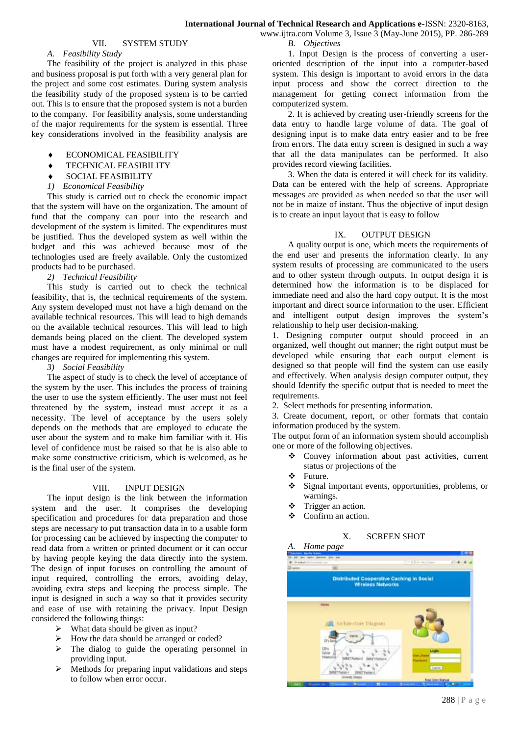## VII. SYSTEM STUDY

### A. Feasibility Study

The feasibility of the project is analyzed in this phase and business proposal is put forth with a very general plan for the project and some cost estimates. During system analysis the feasibility study of the proposed system is to be carried out. This is to ensure that the proposed system is not a burden to the company. For feasibility analysis, some understanding of the major requirements for the system is essential. Three key considerations involved in the feasibility analysis are

- ECONOMICAL FEASIBILITY
- TECHNICAL FEASIBILITY
- SOCIAL FEASIBILITY

#### 1) Economical Feasibility

This study is carried out to check the economic impact that the system will have on the organization. The amount of fund that the company can pour into the research and development of the system is limited. The expenditures must be justified. Thus the developed system as well within the budget and this was achieved because most of the technologies used are freely available. Only the customized products had to be purchased.

#### 2) Technical Feasibility

This study is carried out to check the technical feasibility, that is, the technical requirements of the system. Any system developed must not have a high demand on the available technical resources. This will lead to high demands on the available technical resources. This will lead to high demands being placed on the client. The developed system must have a modest requirement, as only minimal or null changes are required for implementing this system.

#### 3) Social Feasibility

The aspect of study is to check the level of acceptance of the system by the user. This includes the process of training the user to use the system efficiently. The user must not feel threatened by the system, instead must accept it as a necessity. The level of acceptance by the users solely depends on the methods that are employed to educate the user about the system and to make him familiar with it. His level of confidence must be raised so that he is also able to make some constructive criticism, which is welcomed, as he is the final user of the system.

## VIII. INPUT DESIGN

The input design is the link between the information system and the user. It comprises the developing specification and procedures for data preparation and those steps are necessary to put transaction data in to a usable form for processing can be achieved by inspecting the computer to read data from a written or printed document or it can occur by having people keying the data directly into the system. The design of input focuses on controlling the amount of input required, controlling the errors, avoiding delay, avoiding extra steps and keeping the process simple. The input is designed in such a way so that it provides security and ease of use with retaining the privacy. Input Design considered the following things:

- What data should be given as input?
- How the data should be arranged or coded?
- The dialog to guide the operating personnel in providing input.
- Methods for preparing input validations and steps to follow when error occur.

### B. Objectives

1. Input Design is the process of converting a user-oriented description of the input into a computer-based system. This design is important to avoid errors in the data input process and show the correct direction to the management for getting correct information from the computerized system.

2. It is achieved by creating user-friendly screens for the data entry to handle large volume of data. The goal of designing input is to make data entry easier and to be free from errors. The data entry screen is designed in such a way that all the data manipulates can be performed. It also provides record viewing facilities.

3. When the data is entered it will check for its validity. Data can be entered with the help of screens. Appropriate messages are provided as when needed so that the user will not be in maize of instant. Thus the objective of input design is to create an input layout that is easy to follow

## IX. OUTPUT DESIGN

A quality output is one, which meets the requirements of the end user and presents the information clearly. In any system results of processing are communicated to the users and to other system through outputs. In output design it is determined how the information is to be displaced for immediate need and also the hard copy output. It is the most important and direct source information to the user. Efficient and intelligent output design improves the system's relationship to help user decision-making.

1. Designing computer output should proceed in an organized, well thought out manner; the right output must be developed while ensuring that each output element is designed so that people will find the system can use easily and effectively. When analysis design computer output, they should Identify the specific output that is needed to meet the requirements.

2. Select methods for presenting information.

3. Create document, report, or other formats that contain information produced by the system.

The output form of an information system should accomplish one or more of the following objectives.

- Convey information about past activities, current status or projections of the
- Future.
- Signal important events, opportunities, problems, or warnings.
- Trigger an action.
- Confirm an action.

## X. SCREEN SHOT

### A. Home page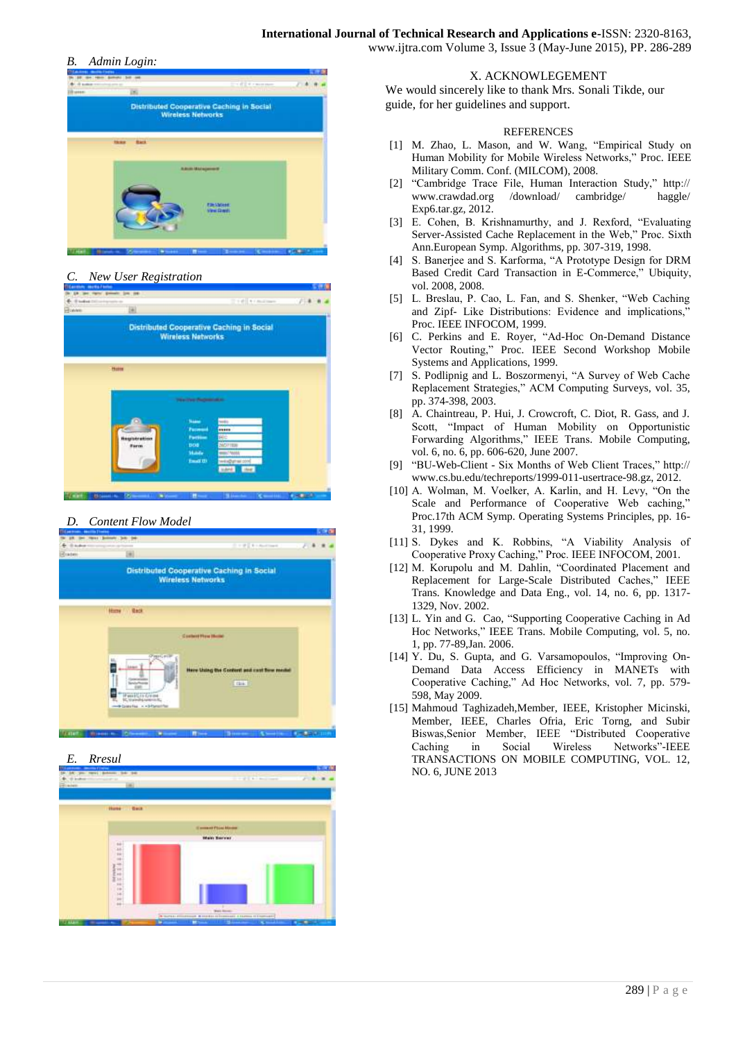### B. Admin Login:

### C. New User Registration

### D. Content Flow Model

### E. Rresul

## X. ACKNOWLEGEMENT

We would sincerely like to thank Mrs. Sonali Tikde, our guide, for her guidelines and support.

## REFERENCES

[1] M. Zhao, L. Mason, and W. Wang, "Empirical Study on Human Mobility for Mobile Wireless Networks," Proc. IEEE Military Comm. Conf. (MILCOM), 2008.

[2] "Cambridge Trace File, Human Interaction Study," http:// www.crawdad.org /download/ cambridge/ haggle/ Exp6.tar.gz, 2012.

[3] E. Cohen, B. Krishnamurthy, and J. Rexford, "Evaluating Server-Assisted Cache Replacement in the Web," Proc. Sixth Ann.European Symp. Algorithms, pp. 307-319, 1998.

[4] S. Banerjee and S. Karforma, "A Prototype Design for DRM Based Credit Card Transaction in E-Commerce," Ubiquity, vol. 2008, 2008.

[5] L. Breslau, P. Cao, L. Fan, and S. Shenker, "Web Caching and Zipf- Like Distributions: Evidence and implications," Proc. IEEE INFOCOM, 1999.

[6] C. Perkins and E. Royer, "Ad-Hoc On-Demand Distance Vector Routing," Proc. IEEE Second Workshop Mobile Systems and Applications, 1999.

[7] S. Podlipnig and L. Boszormenyi, "A Survey of Web Cache Replacement Strategies," ACM Computing Surveys, vol. 35, pp. 374-398, 2003.

[8] A. Chaintreau, P. Hui, J. Crowcroft, C. Diot, R. Gass, and J. Scott, "Impact of Human Mobility on Opportunistic Forwarding Algorithms," IEEE Trans. Mobile Computing, vol. 6, no. 6, pp. 606-620, June 2007.

[9] "BU-Web-Client - Six Months of Web Client Traces," http:// www.cs.bu.edu/techreports/1999-011-usertrace-98.gz, 2012.

[10] A. Wolman, M. Voelker, A. Karlin, and H. Levy, "On the Scale and Performance of Cooperative Web caching," Proc.17th ACM Symp. Operating Systems Principles, pp. 16-31, 1999.

[11] S. Dykes and K. Robbins, "A Viability Analysis of Cooperative Proxy Caching," Proc. IEEE INFOCOM, 2001.

[12] M. Korupolu and M. Dahlin, "Coordinated Placement and Replacement for Large-Scale Distributed Caches," IEEE Trans. Knowledge and Data Eng., vol. 14, no. 6, pp. 1317-1329, Nov. 2002.

[13] L. Yin and G. Cao, "Supporting Cooperative Caching in Ad Hoc Networks," IEEE Trans. Mobile Computing, vol. 5, no. 1, pp. 77-89,Jan. 2006.

[14] Y. Du, S. Gupta, and G. Varsamopoulos, "Improving On-Demand Data Access Efficiency in MANETs with Cooperative Caching," Ad Hoc Networks, vol. 7, pp. 579-598, May 2009.

[15] Mahmoud Taghizadeh,Member, IEEE, Kristopher Micinski, Member, IEEE, Charles Ofria, Eric Torng, and Subir Biswas,Senior Member, IEEE "Distributed Cooperative Caching in Social Wireless Networks"-IEEE TRANSACTIONS ON MOBILE COMPUTING, VOL. 12, NO. 6, JUNE 2013